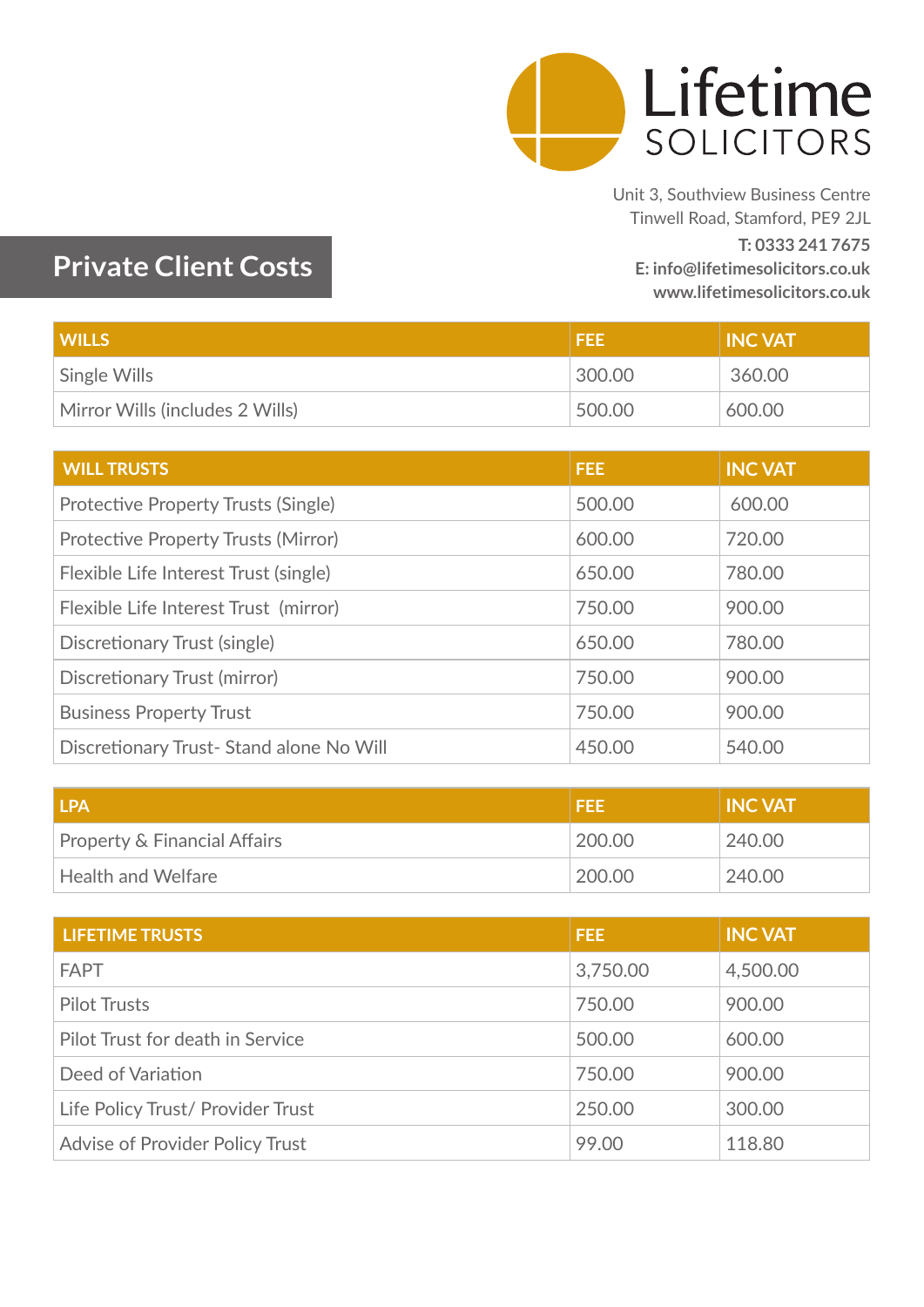Lifetime SOLICITORS

Unit 3, Southview Business Centre
Tinwell Road, Stamford, PE9 2JL
**T: 0333 241 7675**
**E: info@lifetimesolicitors.co.uk**
**www.lifetimesolicitors.co.uk**

# Private Client Costs

| WILLS | FEE | INC VAT |
|---|---|---|
| Single Wills | 300.00 | 360.00 |
| Mirror Wills (includes 2 Wills) | 500.00 | 600.00 |

| WILL TRUSTS | FEE | INC VAT |
|---|---|---|
| Protective Property Trusts (Single) | 500.00 | 600.00 |
| Protective Property Trusts (Mirror) | 600.00 | 720.00 |
| Flexible Life Interest Trust (single) | 650.00 | 780.00 |
| Flexible Life Interest Trust (mirror) | 750.00 | 900.00 |
| Discretionary Trust (single) | 650.00 | 780.00 |
| Discretionary Trust (mirror) | 750.00 | 900.00 |
| Business Property Trust | 750.00 | 900.00 |
| Discretionary Trust- Stand alone No Will | 450.00 | 540.00 |

| LPA | FEE | INC VAT |
|---|---|---|
| Property & Financial Affairs | 200.00 | 240.00 |
| Health and Welfare | 200.00 | 240.00 |

| LIFETIME TRUSTS | FEE | INC VAT |
|---|---|---|
| FAPT | 3,750.00 | 4,500.00 |
| Pilot Trusts | 750.00 | 900.00 |
| Pilot Trust for death in Service | 500.00 | 600.00 |
| Deed of Variation | 750.00 | 900.00 |
| Life Policy Trust/ Provider Trust | 250.00 | 300.00 |
| Advise of Provider Policy Trust | 99.00 | 118.80 |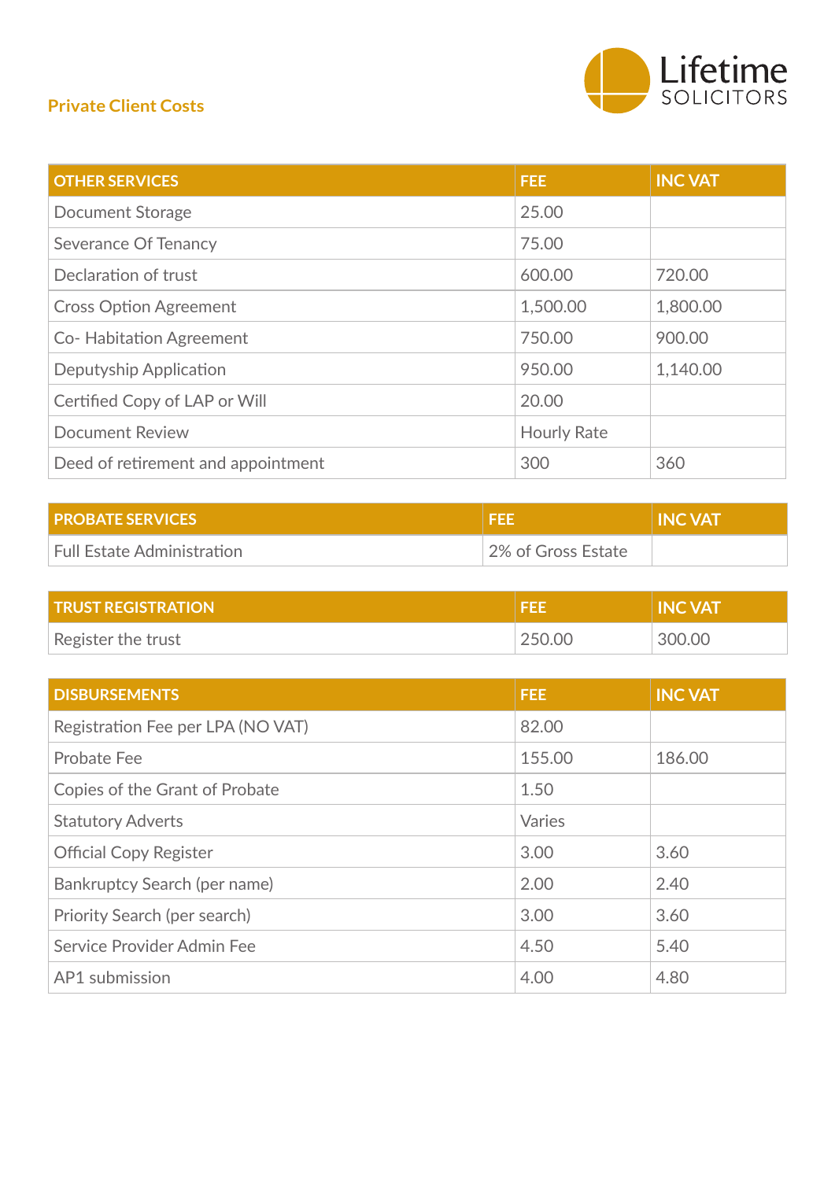## Private Client Costs

| OTHER SERVICES | FEE | INC VAT |
|---|---|---|
| Document Storage | 25.00 | |
| Severance Of Tenancy | 75.00 | |
| Declaration of trust | 600.00 | 720.00 |
| Cross Option Agreement | 1,500.00 | 1,800.00 |
| Co- Habitation Agreement | 750.00 | 900.00 |
| Deputyship Application | 950.00 | 1,140.00 |
| Certified Copy of LAP or Will | 20.00 | |
| Document Review | Hourly Rate | |
| Deed of retirement and appointment | 300 | 360 |

| PROBATE SERVICES | FEE | INC VAT |
|---|---|---|
| Full Estate Administration | 2% of Gross Estate | |

| TRUST REGISTRATION | FEE | INC VAT |
|---|---|---|
| Register the trust | 250.00 | 300.00 |

| DISBURSEMENTS | FEE | INC VAT |
|---|---|---|
| Registration Fee per LPA (NO VAT) | 82.00 | |
| Probate Fee | 155.00 | 186.00 |
| Copies of the Grant of Probate | 1.50 | |
| Statutory Adverts | Varies | |
| Official Copy Register | 3.00 | 3.60 |
| Bankruptcy Search (per name) | 2.00 | 2.40 |
| Priority Search (per search) | 3.00 | 3.60 |
| Service Provider Admin Fee | 4.50 | 5.40 |
| AP1 submission | 4.00 | 4.80 |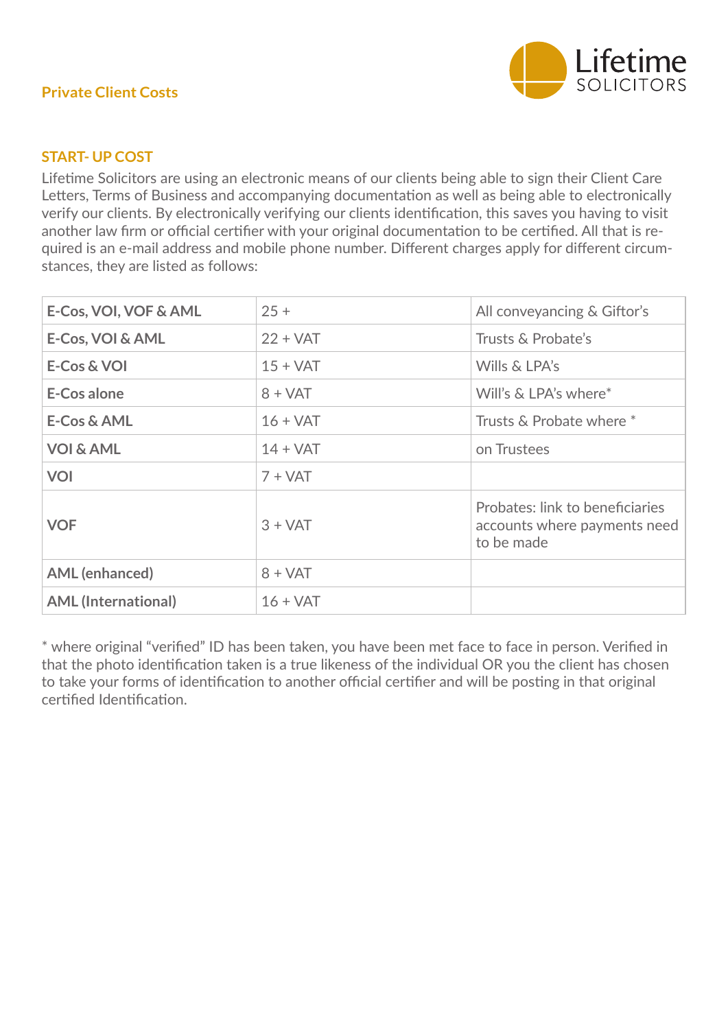**Private Client Costs**

## START- UP COST

Lifetime Solicitors are using an electronic means of our clients being able to sign their Client Care Letters, Terms of Business and accompanying documentation as well as being able to electronically verify our clients. By electronically verifying our clients identification, this saves you having to visit another law firm or official certifier with your original documentation to be certified. All that is required is an e-mail address and mobile phone number. Different charges apply for different circumstances, they are listed as follows:

| | | |
|---|---|---|
| **E-Cos, VOI, VOF & AML** | 25 + | All conveyancing & Giftor's |
| **E-Cos, VOI & AML** | 22 + VAT | Trusts & Probate's |
| **E-Cos & VOI** | 15 + VAT | Wills & LPA's |
| **E-Cos alone** | 8 + VAT | Will's & LPA's where* |
| **E-Cos & AML** | 16 + VAT | Trusts & Probate where * |
| **VOI & AML** | 14 + VAT | on Trustees |
| **VOI** | 7 + VAT | |
| **VOF** | 3 + VAT | Probates: link to beneficiaries accounts where payments need to be made |
| **AML (enhanced)** | 8 + VAT | |
| **AML (International)** | 16 + VAT | |

* where original "verified" ID has been taken, you have been met face to face in person. Verified in that the photo identification taken is a true likeness of the individual OR you the client has chosen to take your forms of identification to another official certifier and will be posting in that original certified Identification.